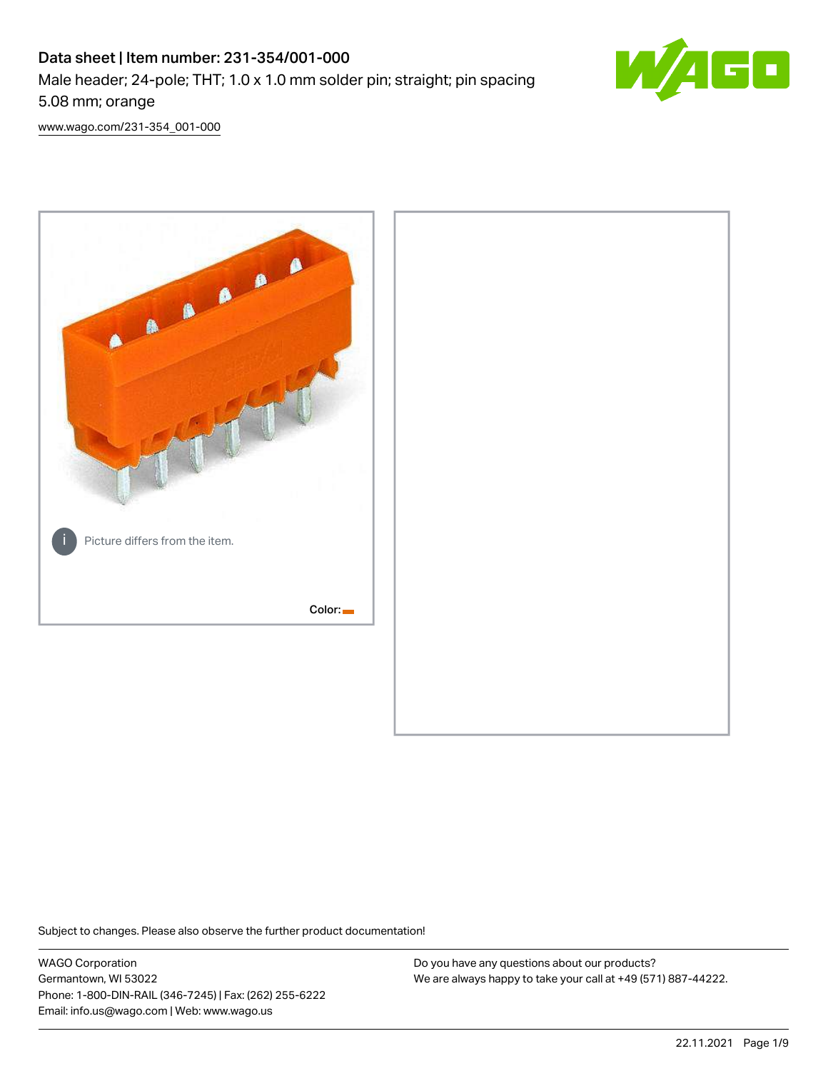# Data sheet | Item number: 231-354/001-000

Male header; 24-pole; THT; 1.0 x 1.0 mm solder pin; straight; pin spacing 5.08 mm; orange

www.wago.com/231-354_001-000

Picture differs from the item.

Color:

Subject to changes. Please also observe the further product documentation!

WAGO Corporation
Germantown, WI 53022
Phone: 1-800-DIN-RAIL (346-7245) | Fax: (262) 255-6222
Email: info.us@wago.com | Web: www.wago.us

Do you have any questions about our products?
We are always happy to take your call at +49 (571) 887-44222.

22.11.2021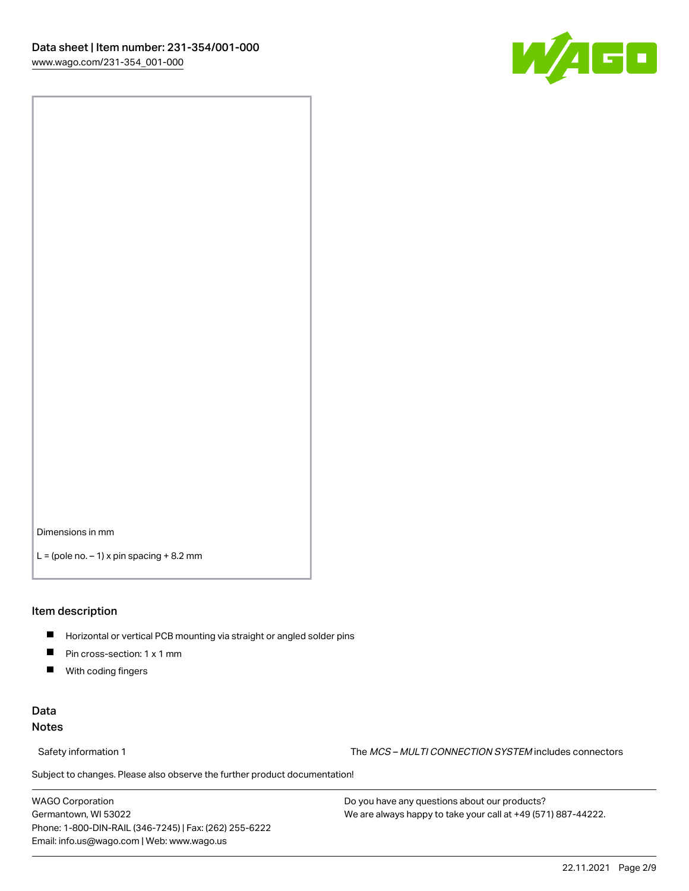Dimensions in mm

L = (pole no. – 1) x pin spacing + 8.2 mm

## Item description

- Horizontal or vertical PCB mounting via straight or angled solder pins
- Pin cross-section: 1 x 1 mm
- With coding fingers

## Data

### Notes

Safety information 1 The *MCS – MULTI CONNECTION SYSTEM* includes connectors

Subject to changes. Please also observe the further product documentation!

WAGO Corporation
Germantown, WI 53022
Phone: 1-800-DIN-RAIL (346-7245) | Fax: (262) 255-6222
Email: info.us@wago.com | Web: www.wago.us

Do you have any questions about our products?
We are always happy to take your call at +49 (571) 887-44222.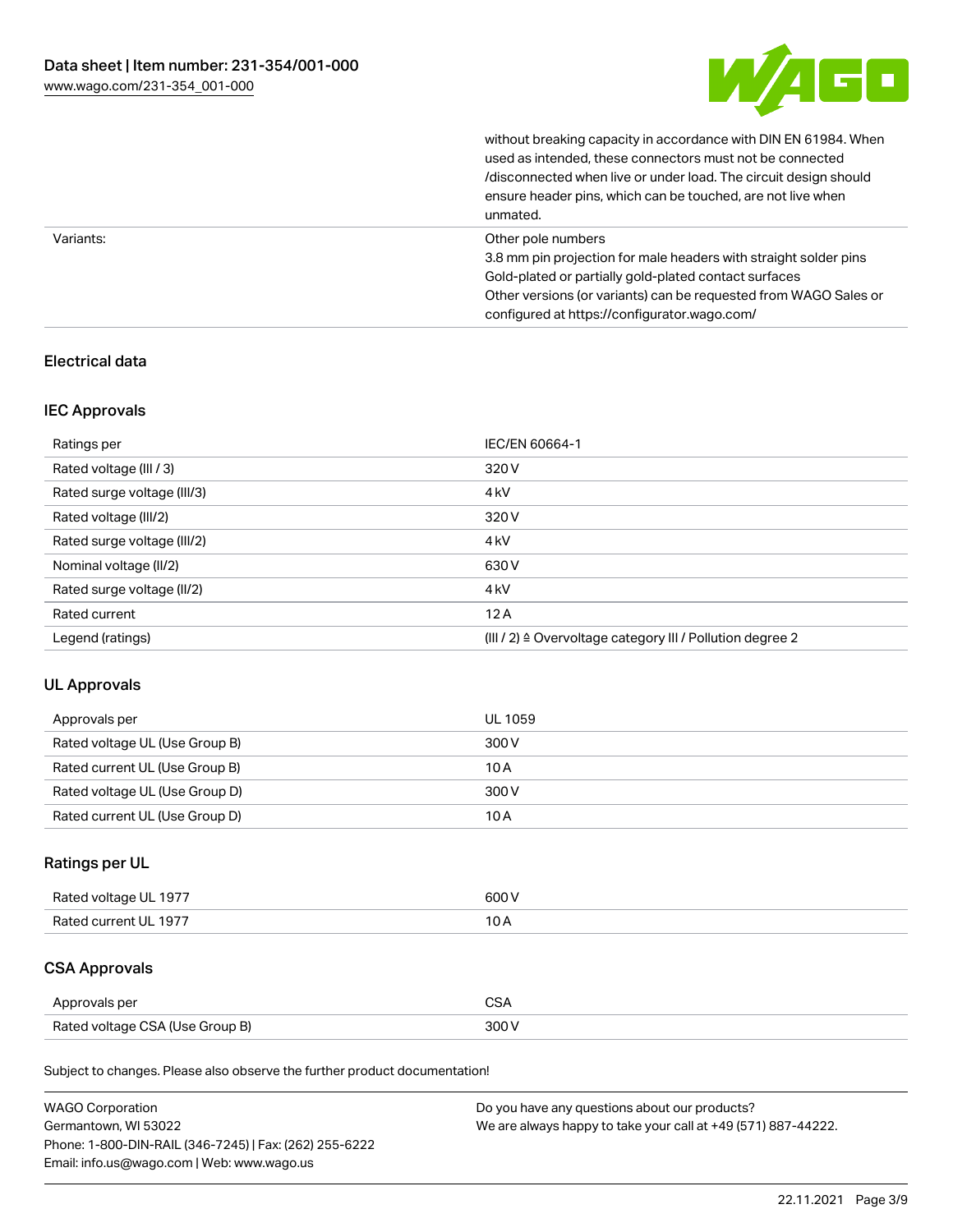| | |
|---|---|
| | without breaking capacity in accordance with DIN EN 61984. When used as intended, these connectors must not be connected /disconnected when live or under load. The circuit design should ensure header pins, which can be touched, are not live when unmated. |
| Variants: | Other pole numbers<br>3.8 mm pin projection for male headers with straight solder pins<br>Gold-plated or partially gold-plated contact surfaces<br>Other versions (or variants) can be requested from WAGO Sales or configured at https://configurator.wago.com/ |

## Electrical data

### IEC Approvals

| Ratings per | IEC/EN 60664-1 |
|---|---|
| Rated voltage (III / 3) | 320 V |
| Rated surge voltage (III/3) | 4 kV |
| Rated voltage (III/2) | 320 V |
| Rated surge voltage (III/2) | 4 kV |
| Nominal voltage (II/2) | 630 V |
| Rated surge voltage (II/2) | 4 kV |
| Rated current | 12 A |
| Legend (ratings) | (III / 2) ≙ Overvoltage category III / Pollution degree 2 |

### UL Approvals

| Approvals per | UL 1059 |
|---|---|
| Rated voltage UL (Use Group B) | 300 V |
| Rated current UL (Use Group B) | 10 A |
| Rated voltage UL (Use Group D) | 300 V |
| Rated current UL (Use Group D) | 10 A |

### Ratings per UL

| Rated voltage UL 1977 | 600 V |
|---|---|
| Rated current UL 1977 | 10 A |

### CSA Approvals

| Approvals per | CSA |
|---|---|
| Rated voltage CSA (Use Group B) | 300 V |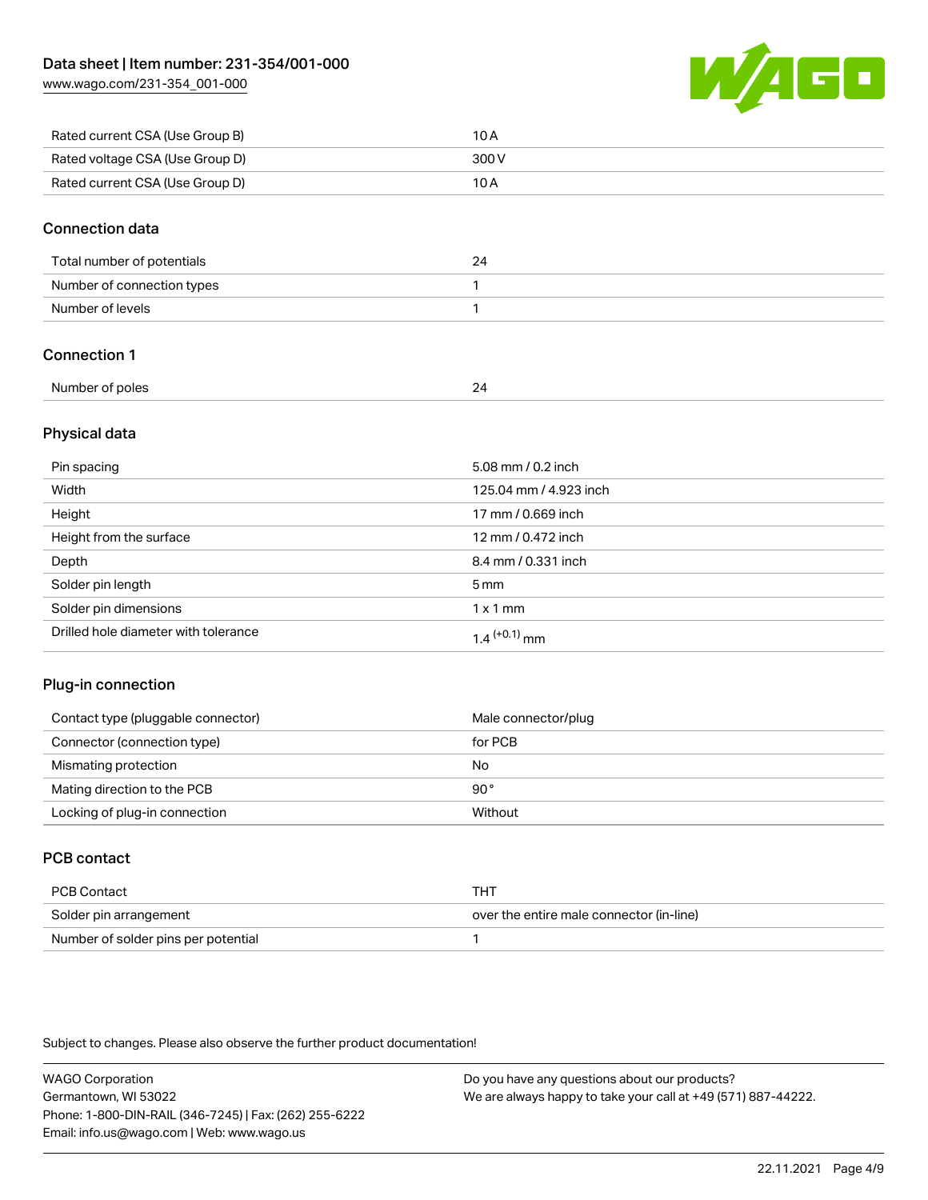| | |
|---|---|
| Rated current CSA (Use Group B) | 10 A |
| Rated voltage CSA (Use Group D) | 300 V |
| Rated current CSA (Use Group D) | 10 A |

## Connection data

| | |
|---|---|
| Total number of potentials | 24 |
| Number of connection types | 1 |
| Number of levels | 1 |

## Connection 1

| | |
|---|---|
| Number of poles | 24 |

## Physical data

| | |
|---|---|
| Pin spacing | 5.08 mm / 0.2 inch |
| Width | 125.04 mm / 4.923 inch |
| Height | 17 mm / 0.669 inch |
| Height from the surface | 12 mm / 0.472 inch |
| Depth | 8.4 mm / 0.331 inch |
| Solder pin length | 5 mm |
| Solder pin dimensions | 1 x 1 mm |
| Drilled hole diameter with tolerance | $1.4^{(+0.1)}$ mm |

## Plug-in connection

| | |
|---|---|
| Contact type (pluggable connector) | Male connector/plug |
| Connector (connection type) | for PCB |
| Mismating protection | No |
| Mating direction to the PCB | 90° |
| Locking of plug-in connection | Without |

## PCB contact

| | |
|---|---|
| PCB Contact | THT |
| Solder pin arrangement | over the entire male connector (in-line) |
| Number of solder pins per potential | 1 |

Subject to changes. Please also observe the further product documentation!

WAGO Corporation
Germantown, WI 53022
Phone: 1-800-DIN-RAIL (346-7245) | Fax: (262) 255-6222
Email: info.us@wago.com | Web: www.wago.us

Do you have any questions about our products?
We are always happy to take your call at +49 (571) 887-44222.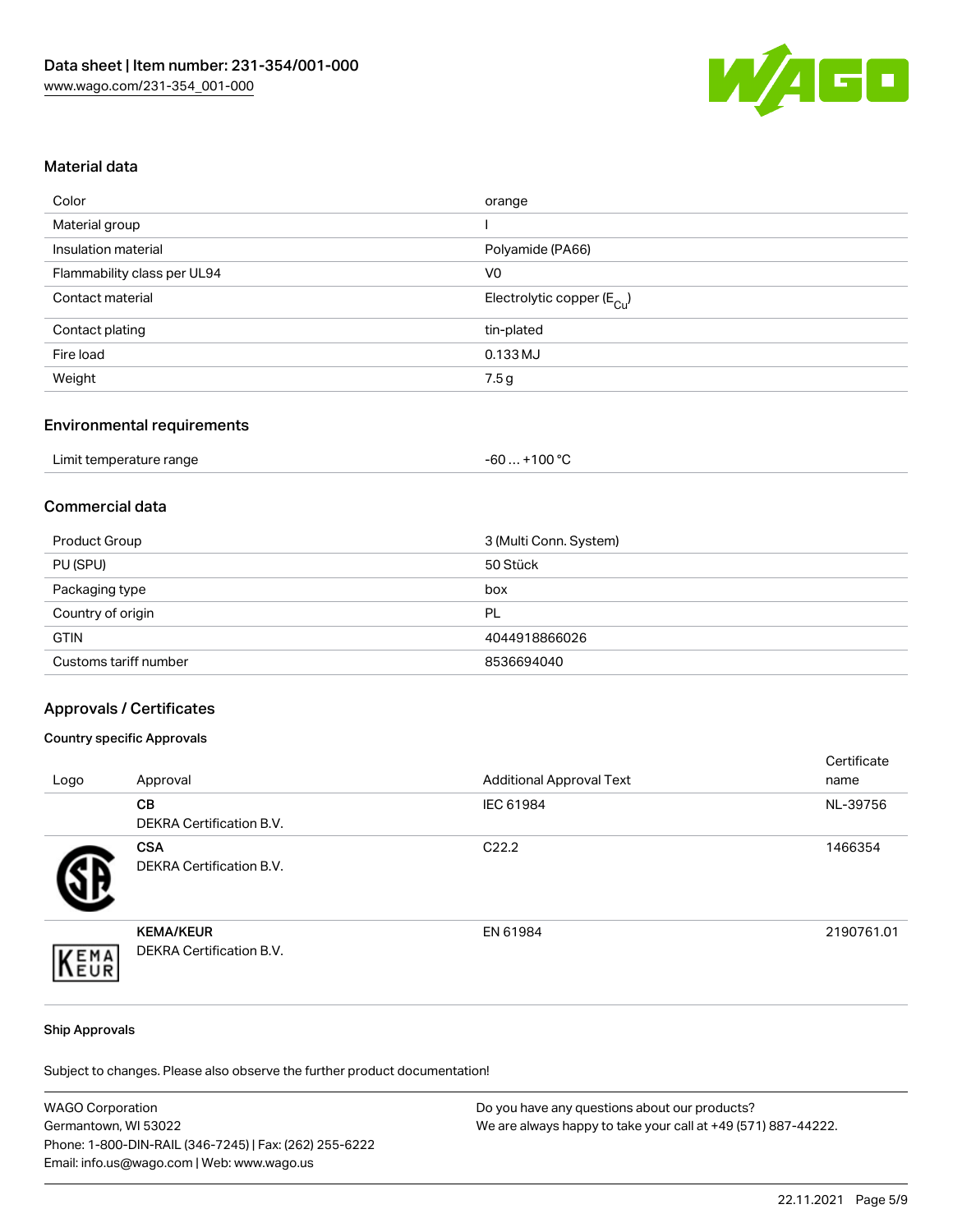## Material data

| | |
|---|---|
| Color | orange |
| Material group | I |
| Insulation material | Polyamide (PA66) |
| Flammability class per UL94 | V0 |
| Contact material | Electrolytic copper ($E_{Cu}$) |
| Contact plating | tin-plated |
| Fire load | 0.133 MJ |
| Weight | 7.5 g |

## Environmental requirements

| | |
|---|---|
| Limit temperature range | -60 … +100 °C |

## Commercial data

| | |
|---|---|
| Product Group | 3 (Multi Conn. System) |
| PU (SPU) | 50 Stück |
| Packaging type | box |
| Country of origin | PL |
| GTIN | 4044918866026 |
| Customs tariff number | 8536694040 |

## Approvals / Certificates

### Country specific Approvals

| Logo | Approval | Additional Approval Text | Certificate name |
|---|---|---|---|
| | **CB**<br>DEKRA Certification B.V. | IEC 61984 | NL-39756 |
| | **CSA**<br>DEKRA Certification B.V. | C22.2 | 1466354 |
| | **KEMA/KEUR**<br>DEKRA Certification B.V. | EN 61984 | 2190761.01 |

### Ship Approvals

Subject to changes. Please also observe the further product documentation!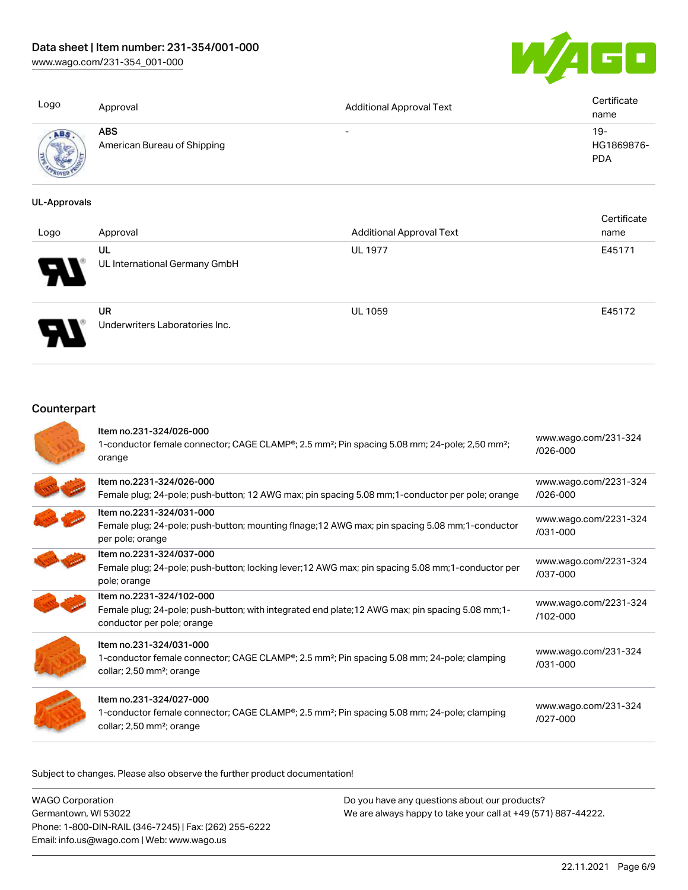| Logo | Approval | Additional Approval Text | Certificate name |
| --- | --- | --- | --- |
| | **ABS** American Bureau of Shipping | - | 19-HG1869876-PDA |

**UL-Approvals**

| Logo | Approval | Additional Approval Text | Certificate name |
| --- | --- | --- | --- |
| | **UL** UL International Germany GmbH | UL 1977 | E45171 |
| | **UR** Underwriters Laboratories Inc. | UL 1059 | E45172 |

## Counterpart

| | | |
| --- | --- | --- |
| | **Item no.231-324/026-000** 1-conductor female connector; CAGE CLAMP®; 2.5 mm²; Pin spacing 5.08 mm; 24-pole; 2,50 mm²; orange | www.wago.com/231-324/026-000 |
| | **Item no.2231-324/026-000** Female plug; 24-pole; push-button; 12 AWG max; pin spacing 5.08 mm;1-conductor per pole; orange | www.wago.com/2231-324/026-000 |
| | **Item no.2231-324/031-000** Female plug; 24-pole; push-button; mounting flnage;12 AWG max; pin spacing 5.08 mm;1-conductor per pole; orange | www.wago.com/2231-324/031-000 |
| | **Item no.2231-324/037-000** Female plug; 24-pole; push-button; locking lever;12 AWG max; pin spacing 5.08 mm;1-conductor per pole; orange | www.wago.com/2231-324/037-000 |
| | **Item no.2231-324/102-000** Female plug; 24-pole; push-button; with integrated end plate;12 AWG max; pin spacing 5.08 mm;1-conductor per pole; orange | www.wago.com/2231-324/102-000 |
| | **Item no.231-324/031-000** 1-conductor female connector; CAGE CLAMP®; 2.5 mm²; Pin spacing 5.08 mm; 24-pole; clamping collar; 2,50 mm²; orange | www.wago.com/231-324/031-000 |
| | **Item no.231-324/027-000** 1-conductor female connector; CAGE CLAMP®; 2.5 mm²; Pin spacing 5.08 mm; 24-pole; clamping collar; 2,50 mm²; orange | www.wago.com/231-324/027-000 |

Subject to changes. Please also observe the further product documentation!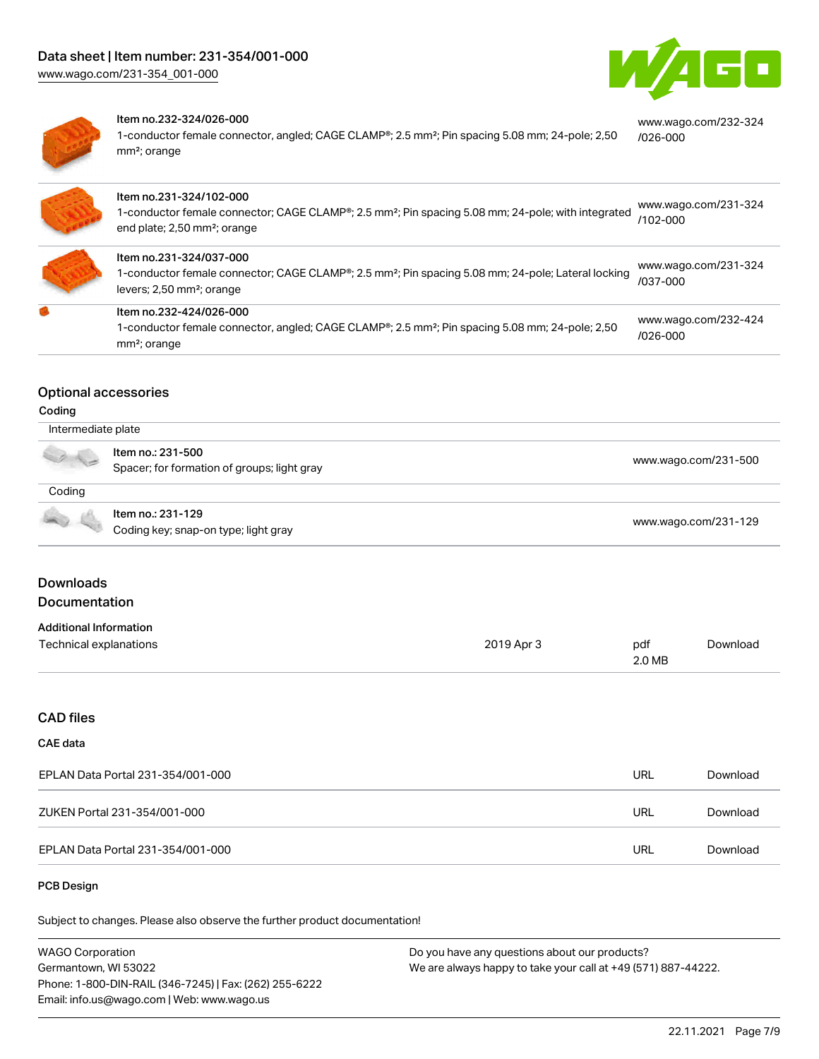| Item | Description | Link |
| --- | --- | --- |
| Item no.232-324/026-000 | 1-conductor female connector, angled; CAGE CLAMP®; 2.5 mm²; Pin spacing 5.08 mm; 24-pole; 2,50 mm²; orange | www.wago.com/232-324/026-000 |
| Item no.231-324/102-000 | 1-conductor female connector; CAGE CLAMP®; 2.5 mm²; Pin spacing 5.08 mm; 24-pole; with integrated end plate; 2,50 mm²; orange | www.wago.com/231-324/102-000 |
| Item no.231-324/037-000 | 1-conductor female connector; CAGE CLAMP®; 2.5 mm²; Pin spacing 5.08 mm; 24-pole; Lateral locking levers; 2,50 mm²; orange | www.wago.com/231-324/037-000 |
| Item no.232-424/026-000 | 1-conductor female connector, angled; CAGE CLAMP®; 2.5 mm²; Pin spacing 5.08 mm; 24-pole; 2,50 mm²; orange | www.wago.com/232-424/026-000 |

## Optional accessories

### Coding

| Intermediate plate | |
| --- | --- |
| Item no.: 231-500<br>Spacer; for formation of groups; light gray | www.wago.com/231-500 |

| Coding | |
| --- | --- |
| Item no.: 231-129<br>Coding key; snap-on type; light gray | www.wago.com/231-129 |

## Downloads

## Documentation

### Additional Information

| | | | |
| --- | --- | --- | --- |
| Technical explanations | 2019 Apr 3 | pdf<br>2.0 MB | Download |

## CAD files

### CAE data

| | | |
| --- | --- | --- |
| EPLAN Data Portal 231-354/001-000 | URL | Download |
| ZUKEN Portal 231-354/001-000 | URL | Download |
| EPLAN Data Portal 231-354/001-000 | URL | Download |

### PCB Design

Subject to changes. Please also observe the further product documentation!

WAGO Corporation
Germantown, WI 53022
Phone: 1-800-DIN-RAIL (346-7245) | Fax: (262) 255-6222
Email: info.us@wago.com | Web: www.wago.us

Do you have any questions about our products?
We are always happy to take your call at +49 (571) 887-44222.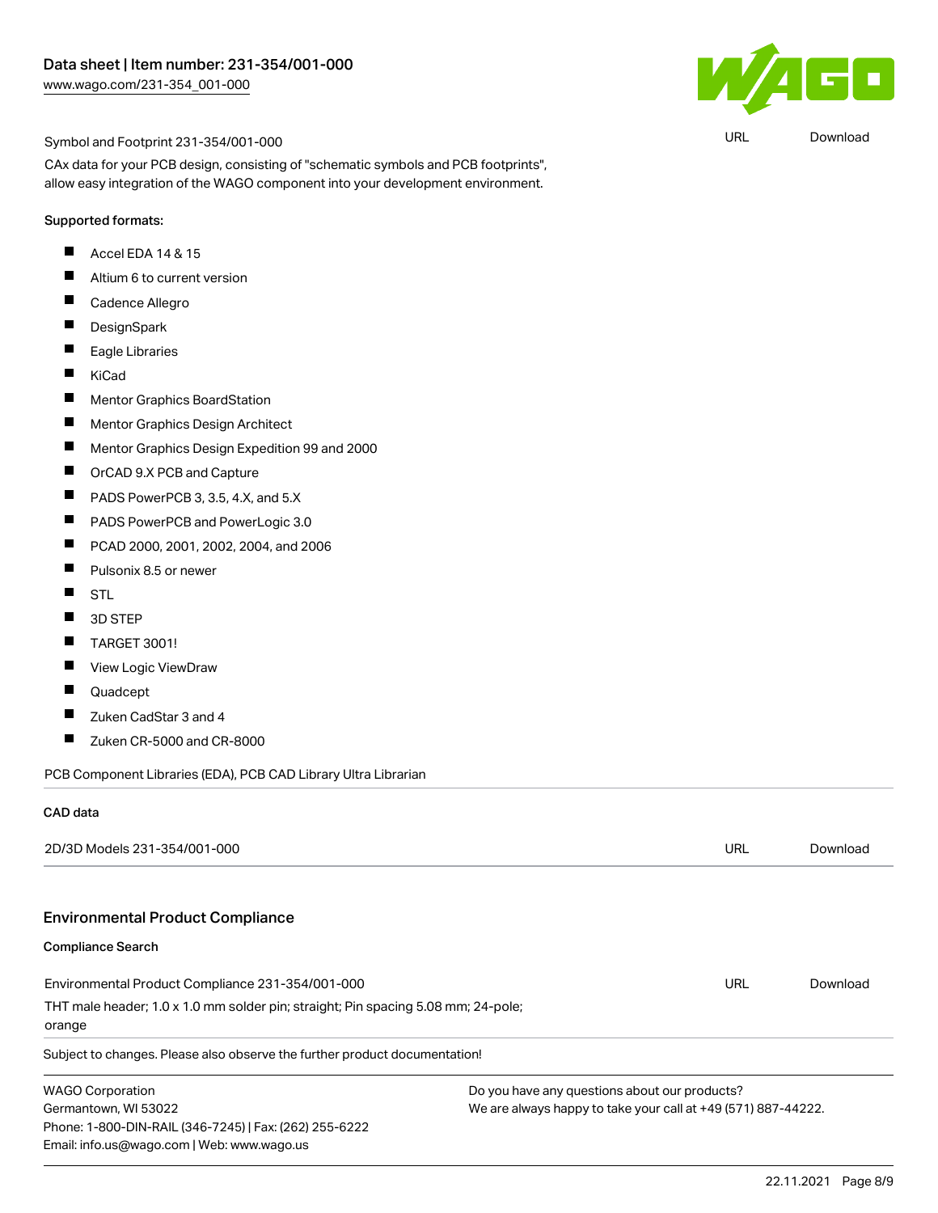Symbol and Footprint 231-354/001-000 | URL | Download

CAx data for your PCB design, consisting of "schematic symbols and PCB footprints", allow easy integration of the WAGO component into your development environment.

Supported formats:

- Accel EDA 14 & 15
- Altium 6 to current version
- Cadence Allegro
- DesignSpark
- Eagle Libraries
- KiCad
- Mentor Graphics BoardStation
- Mentor Graphics Design Architect
- Mentor Graphics Design Expedition 99 and 2000
- OrCAD 9.X PCB and Capture
- PADS PowerPCB 3, 3.5, 4.X, and 5.X
- PADS PowerPCB and PowerLogic 3.0
- PCAD 2000, 2001, 2002, 2004, and 2006
- Pulsonix 8.5 or newer
- STL
- 3D STEP
- TARGET 3001!
- View Logic ViewDraw
- Quadcept
- Zuken CadStar 3 and 4
- Zuken CR-5000 and CR-8000

PCB Component Libraries (EDA), PCB CAD Library Ultra Librarian

**CAD data**

| | | |
|---|---|---|
| 2D/3D Models 231-354/001-000 | URL | Download |

## Environmental Product Compliance

**Compliance Search**

| | | |
|---|---|---|
| Environmental Product Compliance 231-354/001-000<br>THT male header; 1.0 x 1.0 mm solder pin; straight; Pin spacing 5.08 mm; 24-pole; orange | URL | Download |

Subject to changes. Please also observe the further product documentation!

WAGO Corporation
Germantown, WI 53022
Phone: 1-800-DIN-RAIL (346-7245) | Fax: (262) 255-6222
Email: info.us@wago.com | Web: www.wago.us

Do you have any questions about our products?
We are always happy to take your call at +49 (571) 887-44222.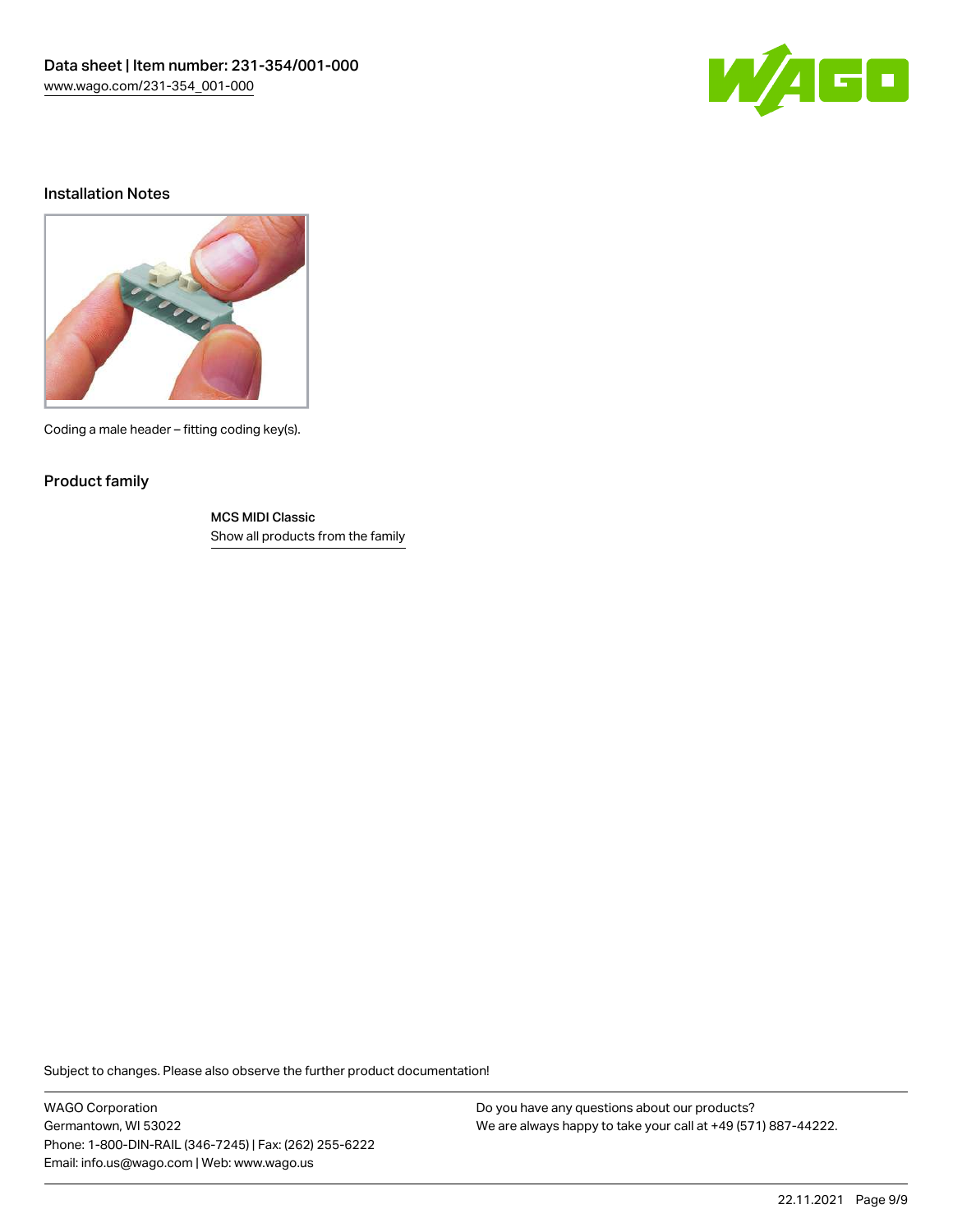## Installation Notes

Coding a male header – fitting coding key(s).

## Product family

MCS MIDI Classic
Show all products from the family

Subject to changes. Please also observe the further product documentation!

WAGO Corporation
Germantown, WI 53022
Phone: 1-800-DIN-RAIL (346-7245) | Fax: (262) 255-6222
Email: info.us@wago.com | Web: www.wago.us

Do you have any questions about our products?
We are always happy to take your call at +49 (571) 887-44222.